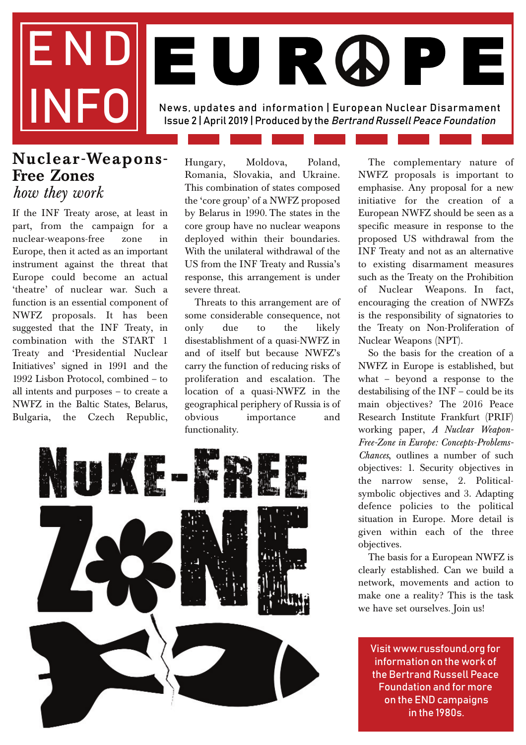# END INFO EUROPE

News, updates and information | European Nuclear Disarmament
Issue 2 | April 2019 | Produced by the *Bertrand Russell Peace Foundation*

## Nuclear-Weapons-Free Zones
### *how they work*

If the INF Treaty arose, at least in part, from the campaign for a nuclear-weapons-free zone in Europe, then it acted as an important instrument against the threat that Europe could become an actual 'theatre' of nuclear war. Such a function is an essential component of NWFZ proposals. It has been suggested that the INF Treaty, in combination with the START 1 Treaty and 'Presidential Nuclear Initiatives' signed in 1991 and the 1992 Lisbon Protocol, combined – to all intents and purposes – to create a NWFZ in the Baltic States, Belarus, Bulgaria, the Czech Republic, Hungary, Moldova, Poland, Romania, Slovakia, and Ukraine. This combination of states composed the 'core group' of a NWFZ proposed by Belarus in 1990. The states in the core group have no nuclear weapons deployed within their boundaries. With the unilateral withdrawal of the US from the INF Treaty and Russia's response, this arrangement is under severe threat.

Threats to this arrangement are of some considerable consequence, not only due to the likely disestablishment of a quasi-NWFZ in and of itself but because NWFZ's carry the function of reducing risks of proliferation and escalation. The location of a quasi-NWFZ in the geographical periphery of Russia is of obvious importance and functionality.

The complementary nature of NWFZ proposals is important to emphasise. Any proposal for a new initiative for the creation of a European NWFZ should be seen as a specific measure in response to the proposed US withdrawal from the INF Treaty and not as an alternative to existing disarmament measures such as the Treaty on the Prohibition of Nuclear Weapons. In fact, encouraging the creation of NWFZs is the responsibility of signatories to the Treaty on Non-Proliferation of Nuclear Weapons (NPT).

So the basis for the creation of a NWFZ in Europe is established, but what – beyond a response to the destabilising of the INF – could be its main objectives? The 2016 Peace Research Institute Frankfurt (PRIF) working paper, *A Nuclear Weapon-Free-Zone in Europe: Concepts-Problems-Chances*, outlines a number of such objectives: 1. Security objectives in the narrow sense, 2. Political-symbolic objectives and 3. Adapting defence policies to the political situation in Europe. More detail is given within each of the three objectives.

The basis for a European NWFZ is clearly established. Can we build a network, movements and action to make one a reality? This is the task we have set ourselves. Join us!

Visit www.russfound.org for information on the work of the Bertrand Russell Peace Foundation and for more on the END campaigns in the 1980s.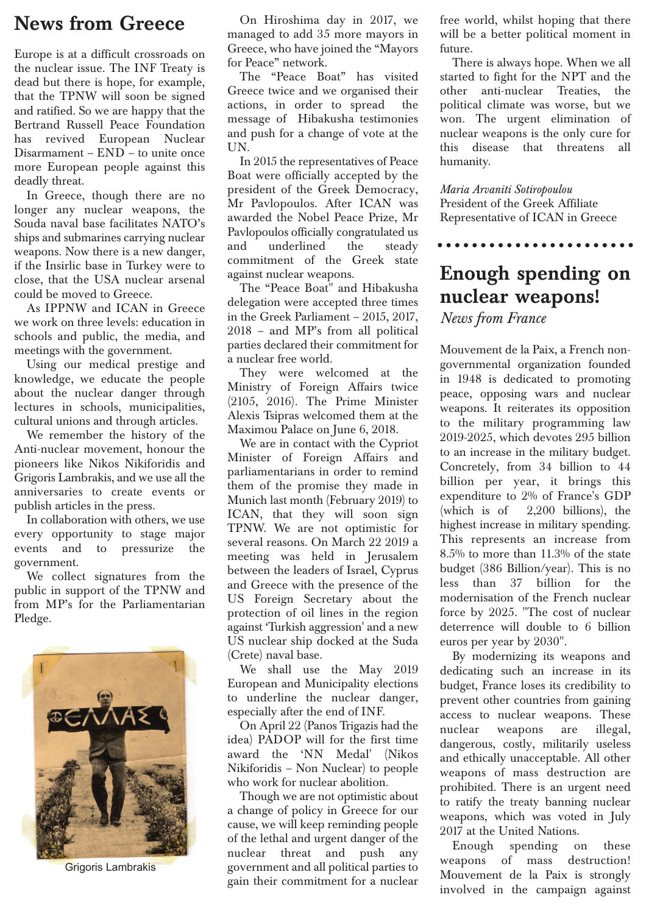# News from Greece

Europe is at a difficult crossroads on the nuclear issue. The INF Treaty is dead but there is hope, for example, that the TPNW will soon be signed and ratified. So we are happy that the Bertrand Russell Peace Foundation has revived European Nuclear Disarmament – END – to unite once more European people against this deadly threat.

In Greece, though there are no longer any nuclear weapons, the Souda naval base facilitates NATO's ships and submarines carrying nuclear weapons. Now there is a new danger, if the Insirlic base in Turkey were to close, that the USA nuclear arsenal could be moved to Greece.

As IPPNW and ICAN in Greece we work on three levels: education in schools and public, the media, and meetings with the government.

Using our medical prestige and knowledge, we educate the people about the nuclear danger through lectures in schools, municipalities, cultural unions and through articles.

We remember the history of the Anti-nuclear movement, honour the pioneers like Nikos Nikiforidis and Grigoris Lambrakis, and we use all the anniversaries to create events or publish articles in the press.

In collaboration with others, we use every opportunity to stage major events and to pressurize the government.

We collect signatures from the public in support of the TPNW and from MP's for the Parliamentarian Pledge.

Grigoris Lambrakis

On Hiroshima day in 2017, we managed to add 35 more mayors in Greece, who have joined the "Mayors for Peace" network.

The "Peace Boat" has visited Greece twice and we organised their actions, in order to spread the message of Hibakusha testimonies and push for a change of vote at the UN.

In 2015 the representatives of Peace Boat were officially accepted by the president of the Greek Democracy, Mr Pavlopoulos. After ICAN was awarded the Nobel Peace Prize, Mr Pavlopoulos officially congratulated us and underlined the steady commitment of the Greek state against nuclear weapons.

The "Peace Boat" and Hibakusha delegation were accepted three times in the Greek Parliament – 2015, 2017, 2018 – and MP's from all political parties declared their commitment for a nuclear free world.

They were welcomed at the Ministry of Foreign Affairs twice (2105, 2016). The Prime Minister Alexis Tsipras welcomed them at the Maximou Palace on June 6, 2018.

We are in contact with the Cypriot Minister of Foreign Affairs and parliamentarians in order to remind them of the promise they made in Munich last month (February 2019) to ICAN, that they will soon sign TPNW. We are not optimistic for several reasons. On March 22 2019 a meeting was held in Jerusalem between the leaders of Israel, Cyprus and Greece with the presence of the US Foreign Secretary about the protection of oil lines in the region against 'Turkish aggression' and a new US nuclear ship docked at the Suda (Crete) naval base.

We shall use the May 2019 European and Municipality elections to underline the nuclear danger, especially after the end of INF.

On April 22 (Panos Trigazis had the idea) PADOP will for the first time award the 'NN Medal' (Nikos Nikiforidis – Non Nuclear) to people who work for nuclear abolition.

Though we are not optimistic about a change of policy in Greece for our cause, we will keep reminding people of the lethal and urgent danger of the nuclear threat and push any government and all political parties to gain their commitment for a nuclear free world, whilst hoping that there will be a better political moment in future.

There is always hope. When we all started to fight for the NPT and the other anti-nuclear Treaties, the political climate was worse, but we won. The urgent elimination of nuclear weapons is the only cure for this disease that threatens all humanity.

*Maria Arvaniti Sotiropoulou*
President of the Greek Affiliate
Representative of ICAN in Greece

# Enough spending on nuclear weapons!

*News from France*

Mouvement de la Paix, a French non-governmental organization founded in 1948 is dedicated to promoting peace, opposing wars and nuclear weapons. It reiterates its opposition to the military programming law 2019-2025, which devotes 295 billion to an increase in the military budget. Concretely, from 34 billion to 44 billion per year, it brings this expenditure to 2% of France's GDP (which is of 2,200 billions), the highest increase in military spending. This represents an increase from 8.5% to more than 11.3% of the state budget (386 Billion/year). This is no less than 37 billion for the modernisation of the French nuclear force by 2025. "The cost of nuclear deterrence will double to 6 billion euros per year by 2030".

By modernizing its weapons and dedicating such an increase in its budget, France loses its credibility to prevent other countries from gaining access to nuclear weapons. These nuclear weapons are illegal, dangerous, costly, militarily useless and ethically unacceptable. All other weapons of mass destruction are prohibited. There is an urgent need to ratify the treaty banning nuclear weapons, which was voted in July 2017 at the United Nations.

Enough spending on these weapons of mass destruction! Mouvement de la Paix is strongly involved in the campaign against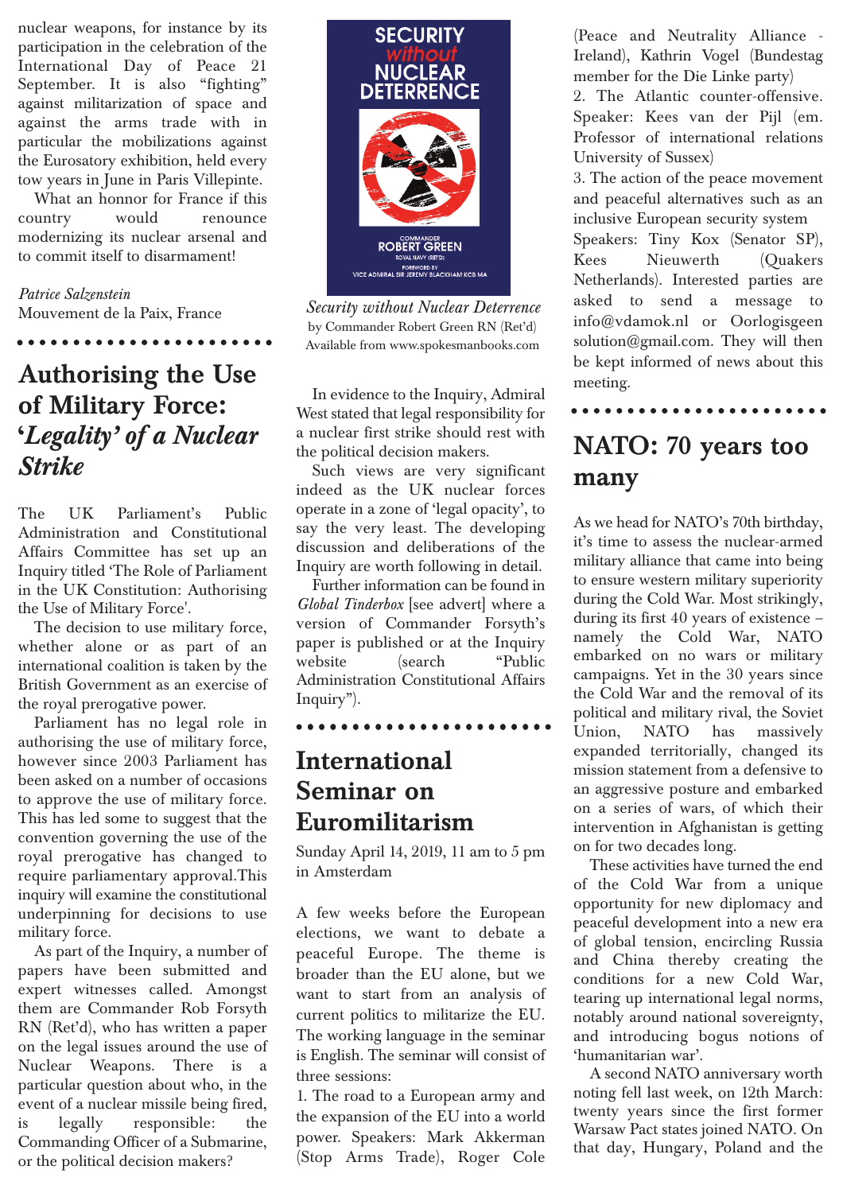nuclear weapons, for instance by its participation in the celebration of the International Day of Peace 21 September. It is also "fighting" against militarization of space and against the arms trade with in particular the mobilizations against the Eurosatory exhibition, held every tow years in June in Paris Villepinte.

What an honnor for France if this country would renounce modernizing its nuclear arsenal and to commit itself to disarmament!

*Patrice Salzenstein*
Mouvement de la Paix, France

## Authorising the Use of Military Force: '*Legality' of a Nuclear Strike*

The UK Parliament's Public Administration and Constitutional Affairs Committee has set up an Inquiry titled 'The Role of Parliament in the UK Constitution: Authorising the Use of Military Force'.

The decision to use military force, whether alone or as part of an international coalition is taken by the British Government as an exercise of the royal prerogative power.

Parliament has no legal role in authorising the use of military force, however since 2003 Parliament has been asked on a number of occasions to approve the use of military force. This has led some to suggest that the convention governing the use of the royal prerogative has changed to require parliamentary approval.This inquiry will examine the constitutional underpinning for decisions to use military force.

As part of the Inquiry, a number of papers have been submitted and expert witnesses called. Amongst them are Commander Rob Forsyth RN (Ret'd), who has written a paper on the legal issues around the use of Nuclear Weapons. There is a particular question about who, in the event of a nuclear missile being fired, is legally responsible: the Commanding Officer of a Submarine, or the political decision makers?

SECURITY *without* NUCLEAR DETERRENCE
COMMANDER ROBERT GREEN ROYAL NAVY (RET'D)
FOREWORD BY VICE ADMIRAL SIR JEREMY BLACKHAM KCB MA

*Security without Nuclear Deterrence*
by Commander Robert Green RN (Ret'd)
Available from www.spokesmanbooks.com

In evidence to the Inquiry, Admiral West stated that legal responsibility for a nuclear first strike should rest with the political decision makers.

Such views are very significant indeed as the UK nuclear forces operate in a zone of 'legal opacity', to say the very least. The developing discussion and deliberations of the Inquiry are worth following in detail.

Further information can be found in *Global Tinderbox* [see advert] where a version of Commander Forsyth's paper is published or at the Inquiry website (search "Public Administration Constitutional Affairs Inquiry").

## International Seminar on Euromilitarism

Sunday April 14, 2019, 11 am to 5 pm in Amsterdam

A few weeks before the European elections, we want to debate a peaceful Europe. The theme is broader than the EU alone, but we want to start from an analysis of current politics to militarize the EU. The working language in the seminar is English. The seminar will consist of three sessions:

1. The road to a European army and the expansion of the EU into a world power. Speakers: Mark Akkerman (Stop Arms Trade), Roger Cole (Peace and Neutrality Alliance - Ireland), Kathrin Vogel (Bundestag member for the Die Linke party)
2. The Atlantic counter-offensive. Speaker: Kees van der Pijl (em. Professor of international relations University of Sussex)
3. The action of the peace movement and peaceful alternatives such as an inclusive European security system

Speakers: Tiny Kox (Senator SP), Kees Nieuwerth (Quakers Netherlands). Interested parties are asked to send a message to info@vdamok.nl or Oorlogisgeen solution@gmail.com. They will then be kept informed of news about this meeting.

## NATO: 70 years too many

As we head for NATO's 70th birthday, it's time to assess the nuclear-armed military alliance that came into being to ensure western military superiority during the Cold War. Most strikingly, during its first 40 years of existence – namely the Cold War, NATO embarked on no wars or military campaigns. Yet in the 30 years since the Cold War and the removal of its political and military rival, the Soviet Union, NATO has massively expanded territorially, changed its mission statement from a defensive to an aggressive posture and embarked on a series of wars, of which their intervention in Afghanistan is getting on for two decades long.

These activities have turned the end of the Cold War from a unique opportunity for new diplomacy and peaceful development into a new era of global tension, encircling Russia and China thereby creating the conditions for a new Cold War, tearing up international legal norms, notably around national sovereignty, and introducing bogus notions of 'humanitarian war'.

A second NATO anniversary worth noting fell last week, on 12th March: twenty years since the first former Warsaw Pact states joined NATO. On that day, Hungary, Poland and the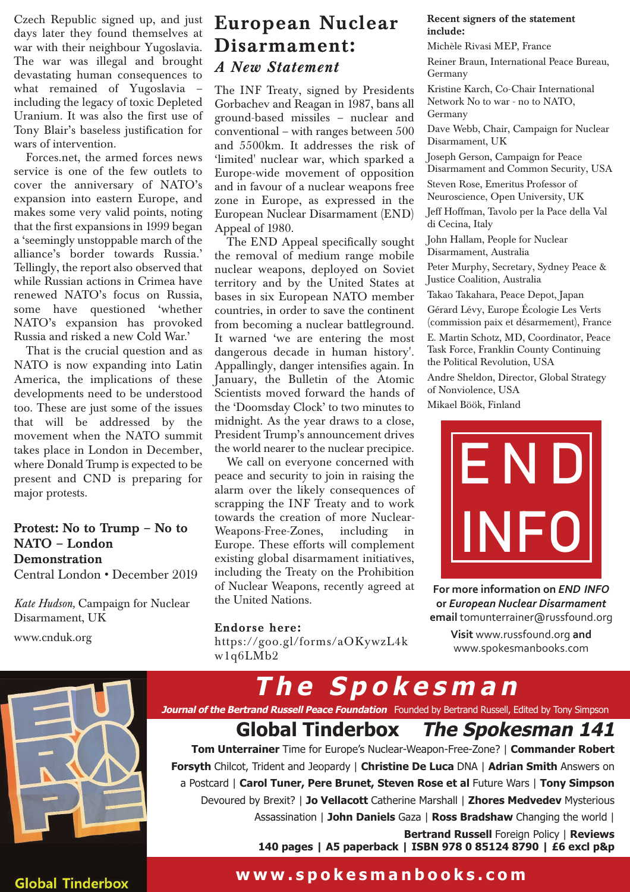Czech Republic signed up, and just days later they found themselves at war with their neighbour Yugoslavia. The war was illegal and brought devastating human consequences to what remained of Yugoslavia – including the legacy of toxic Depleted Uranium. It was also the first use of Tony Blair's baseless justification for wars of intervention.

Forces.net, the armed forces news service is one of the few outlets to cover the anniversary of NATO's expansion into eastern Europe, and makes some very valid points, noting that the first expansions in 1999 began a 'seemingly unstoppable march of the alliance's border towards Russia.' Tellingly, the report also observed that while Russian actions in Crimea have renewed NATO's focus on Russia, some have questioned 'whether NATO's expansion has provoked Russia and risked a new Cold War.'

That is the crucial question and as NATO is now expanding into Latin America, the implications of these developments need to be understood too. These are just some of the issues that will be addressed by the movement when the NATO summit takes place in London in December, where Donald Trump is expected to be present and CND is preparing for major protests.

**Protest: No to Trump – No to NATO – London Demonstration**
Central London • December 2019

*Kate Hudson,* Campaign for Nuclear Disarmament, UK

www.cnduk.org

# European Nuclear Disarmament:
## *A New Statement*

The INF Treaty, signed by Presidents Gorbachev and Reagan in 1987, bans all ground-based missiles – nuclear and conventional – with ranges between 500 and 5500km. It addresses the risk of 'limited' nuclear war, which sparked a Europe-wide movement of opposition and in favour of a nuclear weapons free zone in Europe, as expressed in the European Nuclear Disarmament (END) Appeal of 1980.

The END Appeal specifically sought the removal of medium range mobile nuclear weapons, deployed on Soviet territory and by the United States at bases in six European NATO member countries, in order to save the continent from becoming a nuclear battleground. It warned 'we are entering the most dangerous decade in human history'. Appallingly, danger intensifies again. In January, the Bulletin of the Atomic Scientists moved forward the hands of the 'Doomsday Clock' to two minutes to midnight. As the year draws to a close, President Trump's announcement drives the world nearer to the nuclear precipice.

We call on everyone concerned with peace and security to join in raising the alarm over the likely consequences of scrapping the INF Treaty and to work towards the creation of more Nuclear-Weapons-Free-Zones, including in Europe. These efforts will complement existing global disarmament initiatives, including the Treaty on the Prohibition of Nuclear Weapons, recently agreed at the United Nations.

**Endorse here:**
https://goo.gl/forms/aOKywzL4kw1q6LMb2

**Recent signers of the statement include:**

Michèle Rivasi MEP, France

Reiner Braun, International Peace Bureau, Germany

Kristine Karch, Co-Chair International Network No to war - no to NATO, Germany

Dave Webb, Chair, Campaign for Nuclear Disarmament, UK

Joseph Gerson, Campaign for Peace Disarmament and Common Security, USA

Steven Rose, Emeritus Professor of Neuroscience, Open University, UK

Jeff Hoffman, Tavolo per la Pace della Val di Cecina, Italy

John Hallam, People for Nuclear Disarmament, Australia

Peter Murphy, Secretary, Sydney Peace & Justice Coalition, Australia

Takao Takahara, Peace Depot, Japan

Gérard Lévy, Europe Écologie Les Verts (commission paix et désarmement), France

E. Martin Schotz, MD, Coordinator, Peace Task Force, Franklin County Continuing the Political Revolution, USA

Andre Sheldon, Director, Global Strategy of Nonviolence, USA

Mikael Böök, Finland

END INFO

For more information on *END INFO* or *European Nuclear Disarmament* **email** tomunterrainer@russfound.org

**Visit** www.russfound.org **and** www.spokesmanbooks.com

# *The Spokesman*

***Journal of the Bertrand Russell Peace Foundation*** Founded by Bertrand Russell, Edited by Tony Simpson

## Global Tinderbox *The Spokesman 141*

**Tom Unterrainer** Time for Europe's Nuclear-Weapon-Free-Zone? | **Commander Robert Forsyth** Chilcot, Trident and Jeopardy | **Christine De Luca** DNA | **Adrian Smith** Answers on a Postcard | **Carol Tuner, Pere Brunet, Steven Rose et al** Future Wars | **Tony Simpson** Devoured by Brexit? | **Jo Vellacott** Catherine Marshall | **Zhores Medvedev** Mysterious Assassination | **John Daniels** Gaza | **Ross Bradshaw** Changing the world | **Bertrand Russell** Foreign Policy | **Reviews**

**140 pages | A5 paperback | ISBN 978 0 85124 8790 | £6 excl p&p**

EUROPE

Global Tinderbox

**www.spokesmanbooks.com**